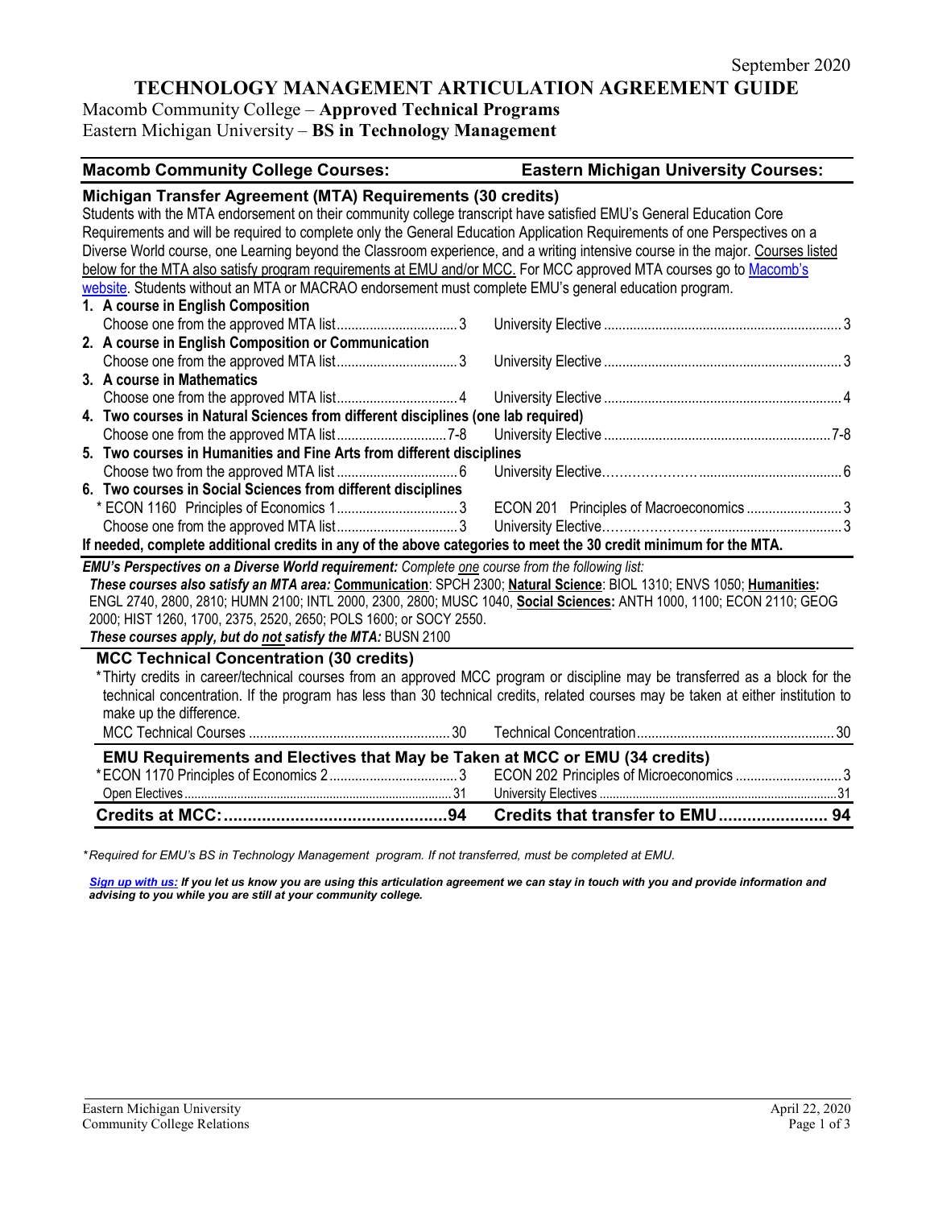September 2020

# TECHNOLOGY MANAGEMENT ARTICULATION AGREEMENT GUIDE

Macomb Community College – **Approved Technical Programs**
Eastern Michigan University – **BS in Technology Management**

| Macomb Community College Courses: | | Eastern Michigan University Courses: | |
|---|---|---|---|
| **Michigan Transfer Agreement (MTA) Requirements (30 credits)** | | | |

Students with the MTA endorsement on their community college transcript have satisfied EMU's General Education Core Requirements and will be required to complete only the General Education Application Requirements of one Perspectives on a Diverse World course, one Learning beyond the Classroom experience, and a writing intensive course in the major. Courses listed below for the MTA also satisfy program requirements at EMU and/or MCC. For MCC approved MTA courses go to Macomb's website. Students without an MTA or MACRAO endorsement must complete EMU's general education program.

| Macomb Community College Courses | Credits | Eastern Michigan University Courses | Credits |
|---|---|---|---|
| **1. A course in English Composition** | | | |
| Choose one from the approved MTA list | 3 | University Elective | 3 |
| **2. A course in English Composition or Communication** | | | |
| Choose one from the approved MTA list | 3 | University Elective | 3 |
| **3. A course in Mathematics** | | | |
| Choose one from the approved MTA list | 4 | University Elective | 4 |
| **4. Two courses in Natural Sciences from different disciplines (one lab required)** | | | |
| Choose one from the approved MTA list | 7-8 | University Elective | 7-8 |
| **5. Two courses in Humanities and Fine Arts from different disciplines** | | | |
| Choose two from the approved MTA list | 6 | University Elective | 6 |
| **6. Two courses in Social Sciences from different disciplines** | | | |
| * ECON 1160 Principles of Economics 1 | 3 | ECON 201 Principles of Macroeconomics | 3 |
| Choose one from the approved MTA list | 3 | University Elective | 3 |

**If needed, complete additional credits in any of the above categories to meet the 30 credit minimum for the MTA.**

***EMU's Perspectives on a Diverse World requirement:*** *Complete one course from the following list:*
***These courses also satisfy an MTA area:*** **Communication**: SPCH 2300; **Natural Science**: BIOL 1310; ENVS 1050; **Humanities:** ENGL 2740, 2800, 2810; HUMN 2100; INTL 2000, 2300, 2800; MUSC 1040, **Social Sciences:** ANTH 1000, 1100; ECON 2110; GEOG 2000; HIST 1260, 1700, 2375, 2520, 2650; POLS 1600; or SOCY 2550.
***These courses apply, but do not satisfy the MTA:*** BUSN 2100

## MCC Technical Concentration (30 credits)

*Thirty credits in career/technical courses from an approved MCC program or discipline may be transferred as a block for the technical concentration. If the program has less than 30 technical credits, related courses may be taken at either institution to make up the difference.

| Macomb Community College Courses | Credits | Eastern Michigan University Courses | Credits |
|---|---|---|---|
| MCC Technical Courses | 30 | Technical Concentration | 30 |

## EMU Requirements and Electives that May be Taken at MCC or EMU (34 credits)

| Macomb Community College Courses | Credits | Eastern Michigan University Courses | Credits |
|---|---|---|---|
| *ECON 1170 Principles of Economics 2 | 3 | ECON 202 Principles of Microeconomics | 3 |
| Open Electives | 31 | University Electives | 31 |
| **Credits at MCC:** | **94** | **Credits that transfer to EMU** | **94** |

**Required for EMU's BS in Technology Management program. If not transferred, must be completed at EMU.*

***Sign up with us:*** ***If you let us know you are using this articulation agreement we can stay in touch with you and provide information and advising to you while you are still at your community college.***

Eastern Michigan University
Community College Relations

April 22, 2020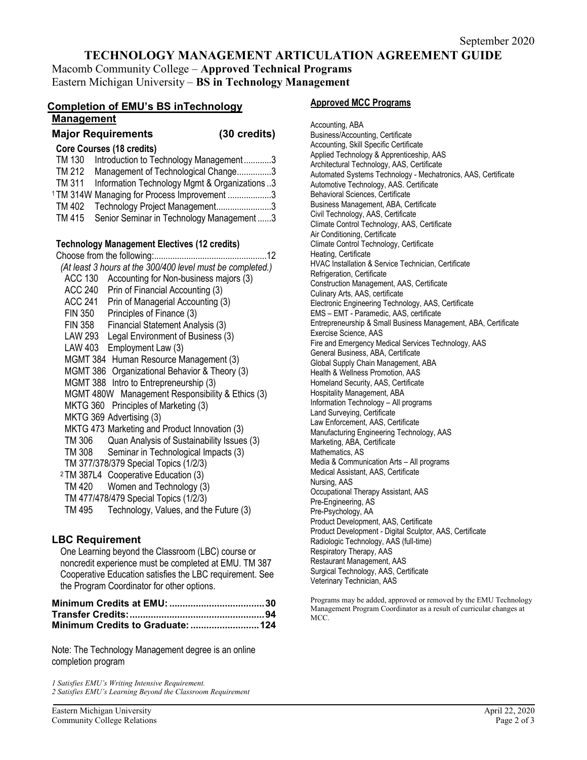September 2020

# TECHNOLOGY MANAGEMENT ARTICULATION AGREEMENT GUIDE

Macomb Community College – **Approved Technical Programs**
Eastern Michigan University – **BS in Technology Management**

## Completion of EMU's BS inTechnology Management

### Major Requirements (30 credits)

**Core Courses (18 credits)**

- TM 130 Introduction to Technology Management ............3
- TM 212 Management of Technological Change...............3
- TM 311 Information Technology Mgmt & Organizations ..3
- [1] TM 314W Managing for Process Improvement ...................3
- TM 402 Technology Project Management........................3
- TM 415 Senior Seminar in Technology Management ......3

**Technology Management Electives (12 credits)**

Choose from the following:.................................................12

*(At least 3 hours at the 300/400 level must be completed.)*

- ACC 130 Accounting for Non-business majors (3)
- ACC 240 Prin of Financial Accounting (3)
- ACC 241 Prin of Managerial Accounting (3)
- FIN 350 Principles of Finance (3)
- FIN 358 Financial Statement Analysis (3)
- LAW 293 Legal Environment of Business (3)
- LAW 403 Employment Law (3)
- MGMT 384 Human Resource Management (3)
- MGMT 386 Organizational Behavior & Theory (3)
- MGMT 388 Intro to Entrepreneurship (3)
- MGMT 480W Management Responsibility & Ethics (3)
- MKTG 360 Principles of Marketing (3)
- MKTG 369 Advertising (3)
- MKTG 473 Marketing and Product Innovation (3)
- TM 306 Quan Analysis of Sustainability Issues (3)
- TM 308 Seminar in Technological Impacts (3)
- TM 377/378/379 Special Topics (1/2/3)
- [2] TM 387L4 Cooperative Education (3)
- TM 420 Women and Technology (3)
- TM 477/478/479 Special Topics (1/2/3)
- TM 495 Technology, Values, and the Future (3)

### LBC Requirement

One Learning beyond the Classroom (LBC) course or noncredit experience must be completed at EMU. TM 387 Cooperative Education satisfies the LBC requirement. See the Program Coordinator for other options.

**Minimum Credits at EMU: ....................................30**
**Transfer Credits:...................................................94**
**Minimum Credits to Graduate: ..........................124**

Note: The Technology Management degree is an online completion program

*1 Satisfies EMU's Writing Intensive Requirement.*
*2 Satisfies EMU's Learning Beyond the Classroom Requirement*

## Approved MCC Programs

Accounting, ABA
Business/Accounting, Certificate
Accounting, Skill Specific Certificate
Applied Technology & Apprenticeship, AAS
Architectural Technology, AAS, Certificate
Automated Systems Technology - Mechatronics, AAS, Certificate
Automotive Technology, AAS. Certificate
Behavioral Sciences, Certificate
Business Management, ABA, Certificate
Civil Technology, AAS, Certificate
Climate Control Technology, AAS, Certificate
Air Conditioning, Certificate
Climate Control Technology, Certificate
Heating, Certificate
HVAC Installation & Service Technician, Certificate
Refrigeration, Certificate
Construction Management, AAS, Certificate
Culinary Arts, AAS, certificate
Electronic Engineering Technology, AAS, Certificate
EMS – EMT - Paramedic, AAS, certificate
Entrepreneurship & Small Business Management, ABA, Certificate
Exercise Science, AAS
Fire and Emergency Medical Services Technology, AAS
General Business, ABA, Certificate
Global Supply Chain Management, ABA
Health & Wellness Promotion, AAS
Homeland Security, AAS, Certificate
Hospitality Management, ABA
Information Technology – All programs
Land Surveying, Certificate
Law Enforcement, AAS, Certificate
Manufacturing Engineering Technology, AAS
Marketing, ABA, Certificate
Mathematics, AS
Media & Communication Arts – All programs
Medical Assistant, AAS, Certificate
Nursing, AAS
Occupational Therapy Assistant, AAS
Pre-Engineering, AS
Pre-Psychology, AA
Product Development, AAS, Certificate
Product Development - Digital Sculptor, AAS, Certificate
Radiologic Technology, AAS (full-time)
Respiratory Therapy, AAS
Restaurant Management, AAS
Surgical Technology, AAS, Certificate
Veterinary Technician, AAS

Programs may be added, approved or removed by the EMU Technology Management Program Coordinator as a result of curricular changes at MCC.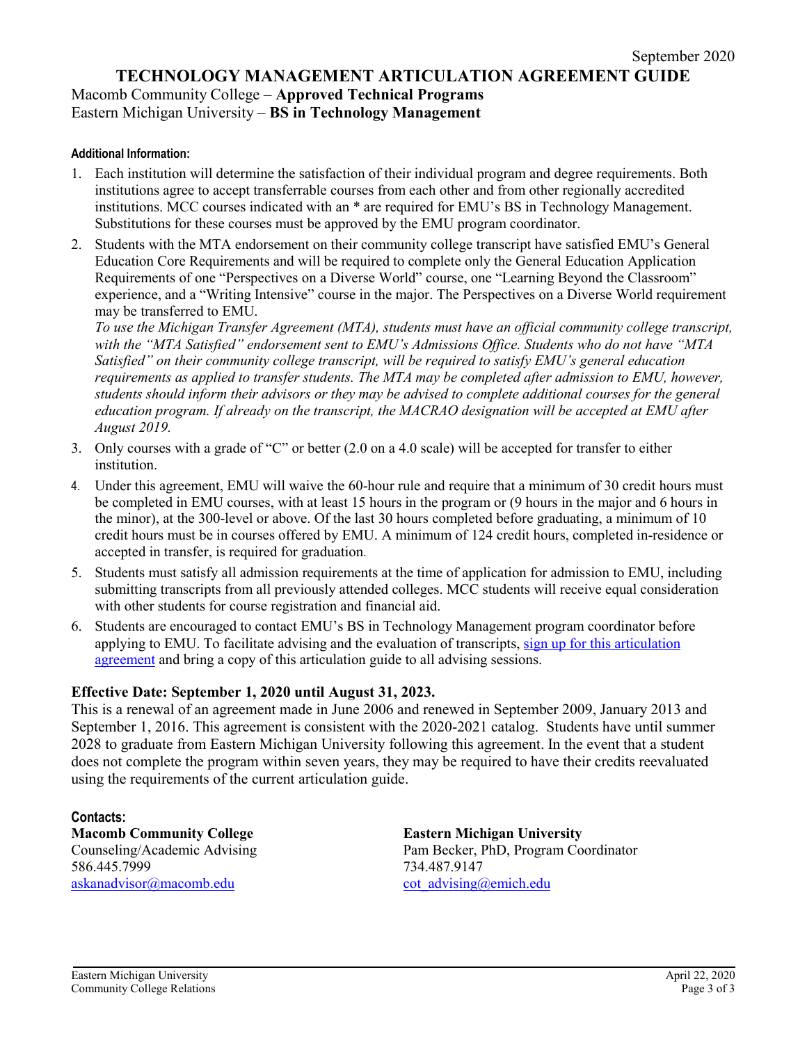September 2020

# TECHNOLOGY MANAGEMENT ARTICULATION AGREEMENT GUIDE

Macomb Community College – **Approved Technical Programs**
Eastern Michigan University – **BS in Technology Management**

**Additional Information:**

1. Each institution will determine the satisfaction of their individual program and degree requirements. Both institutions agree to accept transferrable courses from each other and from other regionally accredited institutions. MCC courses indicated with an * are required for EMU's BS in Technology Management. Substitutions for these courses must be approved by the EMU program coordinator.
2. Students with the MTA endorsement on their community college transcript have satisfied EMU's General Education Core Requirements and will be required to complete only the General Education Application Requirements of one "Perspectives on a Diverse World" course, one "Learning Beyond the Classroom" experience, and a "Writing Intensive" course in the major. The Perspectives on a Diverse World requirement may be transferred to EMU.
   *To use the Michigan Transfer Agreement (MTA), students must have an official community college transcript, with the "MTA Satisfied" endorsement sent to EMU's Admissions Office. Students who do not have "MTA Satisfied" on their community college transcript, will be required to satisfy EMU's general education requirements as applied to transfer students. The MTA may be completed after admission to EMU, however, students should inform their advisors or they may be advised to complete additional courses for the general education program. If already on the transcript, the MACRAO designation will be accepted at EMU after August 2019.*
3. Only courses with a grade of "C" or better (2.0 on a 4.0 scale) will be accepted for transfer to either institution.
4. Under this agreement, EMU will waive the 60-hour rule and require that a minimum of 30 credit hours must be completed in EMU courses, with at least 15 hours in the program or (9 hours in the major and 6 hours in the minor), at the 300-level or above. Of the last 30 hours completed before graduating, a minimum of 10 credit hours must be in courses offered by EMU. A minimum of 124 credit hours, completed in-residence or accepted in transfer, is required for graduation.
5. Students must satisfy all admission requirements at the time of application for admission to EMU, including submitting transcripts from all previously attended colleges. MCC students will receive equal consideration with other students for course registration and financial aid.
6. Students are encouraged to contact EMU's BS in Technology Management program coordinator before applying to EMU. To facilitate advising and the evaluation of transcripts, sign up for this articulation agreement and bring a copy of this articulation guide to all advising sessions.

**Effective Date: September 1, 2020 until August 31, 2023.**

This is a renewal of an agreement made in June 2006 and renewed in September 2009, January 2013 and September 1, 2016. This agreement is consistent with the 2020-2021 catalog. Students have until summer 2028 to graduate from Eastern Michigan University following this agreement. In the event that a student does not complete the program within seven years, they may be required to have their credits reevaluated using the requirements of the current articulation guide.

**Contacts:**

**Macomb Community College**
Counseling/Academic Advising
586.445.7999
askanadvisor@macomb.edu

**Eastern Michigan University**
Pam Becker, PhD, Program Coordinator
734.487.9147
cot_advising@emich.edu